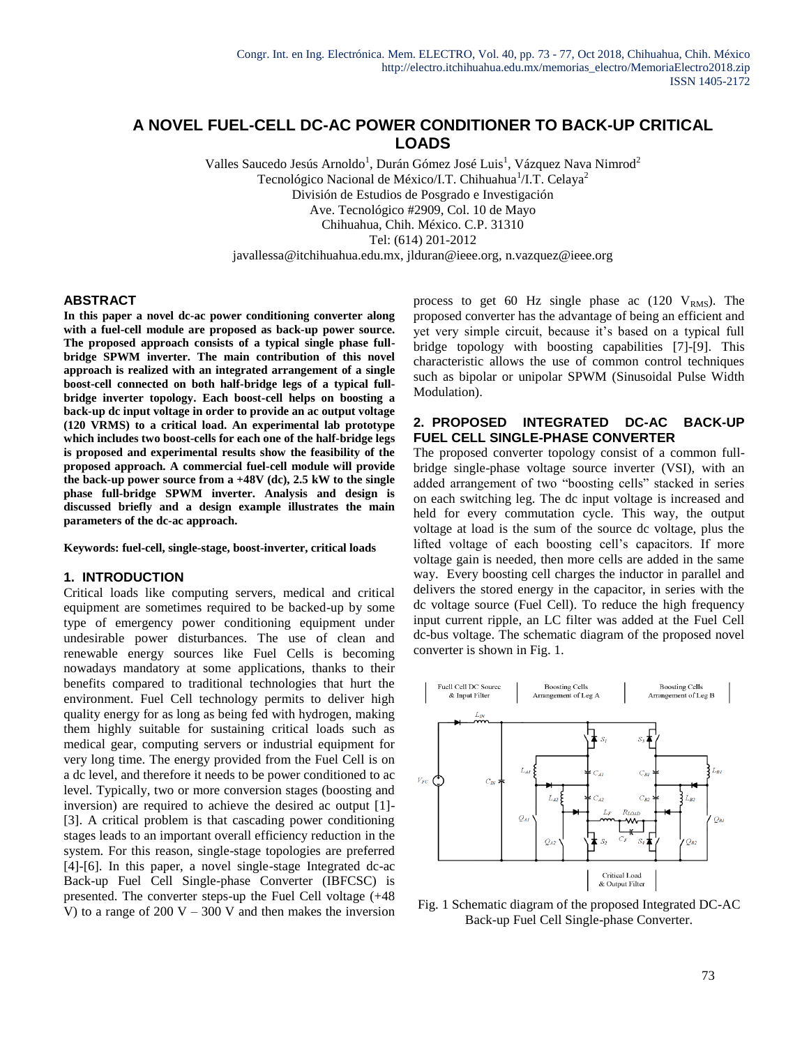# A NOVEL FUEL-CELL DC-AC POWER CONDITIONER TO BACK-UP CRITICAL LOADS

Valles Saucedo Jesús Arnoldo[1], Durán Gómez José Luis[1], Vázquez Nava Nimrod[2]
Tecnológico Nacional de México/I.T. Chihuahua[1]/I.T. Celaya[2]
División de Estudios de Posgrado e Investigación
Ave. Tecnológico #2909, Col. 10 de Mayo
Chihuahua, Chih. México. C.P. 31310
Tel: (614) 201-2012
javallessa@itchihuahua.edu.mx, jlduran@ieee.org, n.vazquez@ieee.org

## ABSTRACT

**In this paper a novel dc-ac power conditioning converter along with a fuel-cell module are proposed as back-up power source. The proposed approach consists of a typical single phase full-bridge SPWM inverter. The main contribution of this novel approach is realized with an integrated arrangement of a single boost-cell connected on both half-bridge legs of a typical full-bridge inverter topology. Each boost-cell helps on boosting a back-up dc input voltage in order to provide an ac output voltage (120 VRMS) to a critical load. An experimental lab prototype which includes two boost-cells for each one of the half-bridge legs is proposed and experimental results show the feasibility of the proposed approach. A commercial fuel-cell module will provide the back-up power source from a +48V (dc), 2.5 kW to the single phase full-bridge SPWM inverter. Analysis and design is discussed briefly and a design example illustrates the main parameters of the dc-ac approach.**

**Keywords: fuel-cell, single-stage, boost-inverter, critical loads**

## 1. INTRODUCTION

Critical loads like computing servers, medical and critical equipment are sometimes required to be backed-up by some type of emergency power conditioning equipment under undesirable power disturbances. The use of clean and renewable energy sources like Fuel Cells is becoming nowadays mandatory at some applications, thanks to their benefits compared to traditional technologies that hurt the environment. Fuel Cell technology permits to deliver high quality energy for as long as being fed with hydrogen, making them highly suitable for sustaining critical loads such as medical gear, computing servers or industrial equipment for very long time. The energy provided from the Fuel Cell is on a dc level, and therefore it needs to be power conditioned to ac level. Typically, two or more conversion stages (boosting and inversion) are required to achieve the desired ac output [1]-[3]. A critical problem is that cascading power conditioning stages leads to an important overall efficiency reduction in the system. For this reason, single-stage topologies are preferred [4]-[6]. In this paper, a novel single-stage Integrated dc-ac Back-up Fuel Cell Single-phase Converter (IBFCSC) is presented. The converter steps-up the Fuel Cell voltage (+48 V) to a range of 200 V – 300 V and then makes the inversion process to get 60 Hz single phase ac (120 $V_{RMS}$). The proposed converter has the advantage of being an efficient and yet very simple circuit, because it's based on a typical full bridge topology with boosting capabilities [7]-[9]. This characteristic allows the use of common control techniques such as bipolar or unipolar SPWM (Sinusoidal Pulse Width Modulation).

## 2. PROPOSED INTEGRATED DC-AC BACK-UP FUEL CELL SINGLE-PHASE CONVERTER

The proposed converter topology consist of a common full-bridge single-phase voltage source inverter (VSI), with an added arrangement of two "boosting cells" stacked in series on each switching leg. The dc input voltage is increased and held for every commutation cycle. This way, the output voltage at load is the sum of the source dc voltage, plus the lifted voltage of each boosting cell's capacitors. If more voltage gain is needed, then more cells are added in the same way. Every boosting cell charges the inductor in parallel and delivers the stored energy in the capacitor, in series with the dc voltage source (Fuel Cell). To reduce the high frequency input current ripple, an LC filter was added at the Fuel Cell dc-bus voltage. The schematic diagram of the proposed novel converter is shown in Fig. 1.

Fig. 1 Schematic diagram of the proposed Integrated DC-AC Back-up Fuel Cell Single-phase Converter.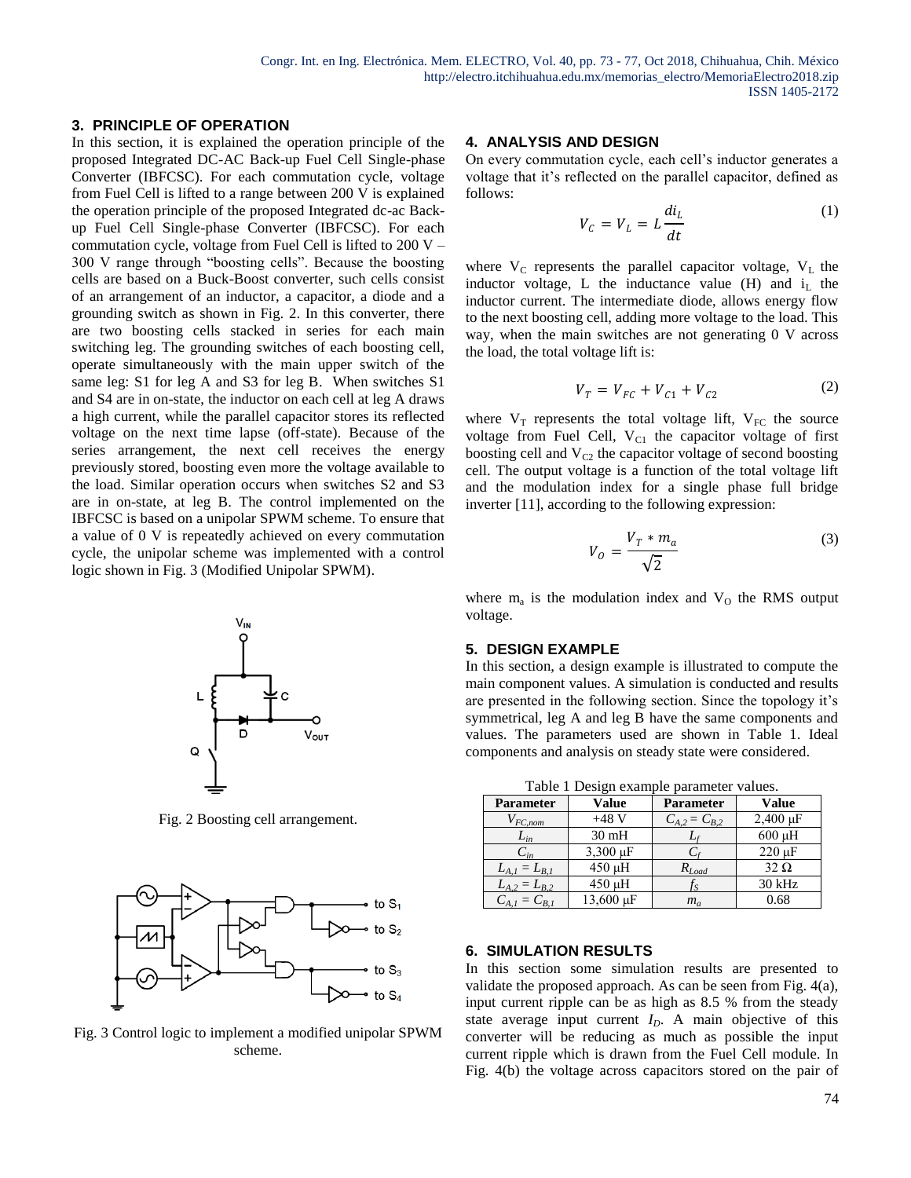## 3. PRINCIPLE OF OPERATION

In this section, it is explained the operation principle of the proposed Integrated DC-AC Back-up Fuel Cell Single-phase Converter (IBFCSC). For each commutation cycle, voltage from Fuel Cell is lifted to a range between 200 V is explained the operation principle of the proposed Integrated dc-ac Back-up Fuel Cell Single-phase Converter (IBFCSC). For each commutation cycle, voltage from Fuel Cell is lifted to 200 V – 300 V range through "boosting cells". Because the boosting cells are based on a Buck-Boost converter, such cells consist of an arrangement of an inductor, a capacitor, a diode and a grounding switch as shown in Fig. 2. In this converter, there are two boosting cells stacked in series for each main switching leg. The grounding switches of each boosting cell, operate simultaneously with the main upper switch of the same leg: S1 for leg A and S3 for leg B. When switches S1 and S4 are in on-state, the inductor on each cell at leg A draws a high current, while the parallel capacitor stores its reflected voltage on the next time lapse (off-state). Because of the series arrangement, the next cell receives the energy previously stored, boosting even more the voltage available to the load. Similar operation occurs when switches S2 and S3 are in on-state, at leg B. The control implemented on the IBFCSC is based on a unipolar SPWM scheme. To ensure that a value of 0 V is repeatedly achieved on every commutation cycle, the unipolar scheme was implemented with a control logic shown in Fig. 3 (Modified Unipolar SPWM).

Fig. 2 Boosting cell arrangement.

Fig. 3 Control logic to implement a modified unipolar SPWM scheme.

## 4. ANALYSIS AND DESIGN

On every commutation cycle, each cell's inductor generates a voltage that it's reflected on the parallel capacitor, defined as follows:

$$V_C = V_L = L\frac{di_L}{dt} \tag{1}$$

where $V_C$ represents the parallel capacitor voltage, $V_L$ the inductor voltage, L the inductance value (H) and $i_L$ the inductor current. The intermediate diode, allows energy flow to the next boosting cell, adding more voltage to the load. This way, when the main switches are not generating 0 V across the load, the total voltage lift is:

$$V_T = V_{FC} + V_{C1} + V_{C2} \tag{2}$$

where $V_T$ represents the total voltage lift, $V_{FC}$ the source voltage from Fuel Cell, $V_{C1}$ the capacitor voltage of first boosting cell and $V_{C2}$ the capacitor voltage of second boosting cell. The output voltage is a function of the total voltage lift and the modulation index for a single phase full bridge inverter [11], according to the following expression:

$$V_O = \frac{V_T * m_a}{\sqrt{2}} \tag{3}$$

where $m_a$ is the modulation index and $V_O$ the RMS output voltage.

## 5. DESIGN EXAMPLE

In this section, a design example is illustrated to compute the main component values. A simulation is conducted and results are presented in the following section. Since the topology it's symmetrical, leg A and leg B have the same components and values. The parameters used are shown in Table 1. Ideal components and analysis on steady state were considered.

Table 1 Design example parameter values.

| Parameter | Value | Parameter | Value |
|---|---|---|---|
| $V_{FC,nom}$ | +48 V | $C_{A,2} = C_{B,2}$ | 2,400 μF |
| $L_{in}$ | 30 mH | $L_f$ | 600 μH |
| $C_{in}$ | 3,300 μF | $C_f$ | 220 μF |
| $L_{A,1} = L_{B,1}$ | 450 μH | $R_{Load}$ | 32 Ω |
| $L_{A,2} = L_{B,2}$ | 450 μH | $f_S$ | 30 kHz |
| $C_{A,1} = C_{B,1}$ | 13,600 μF | $m_a$ | 0.68 |

## 6. SIMULATION RESULTS

In this section some simulation results are presented to validate the proposed approach. As can be seen from Fig. 4(a), input current ripple can be as high as 8.5 % from the steady state average input current $I_D$. A main objective of this converter will be reducing as much as possible the input current ripple which is drawn from the Fuel Cell module. In Fig. 4(b) the voltage across capacitors stored on the pair of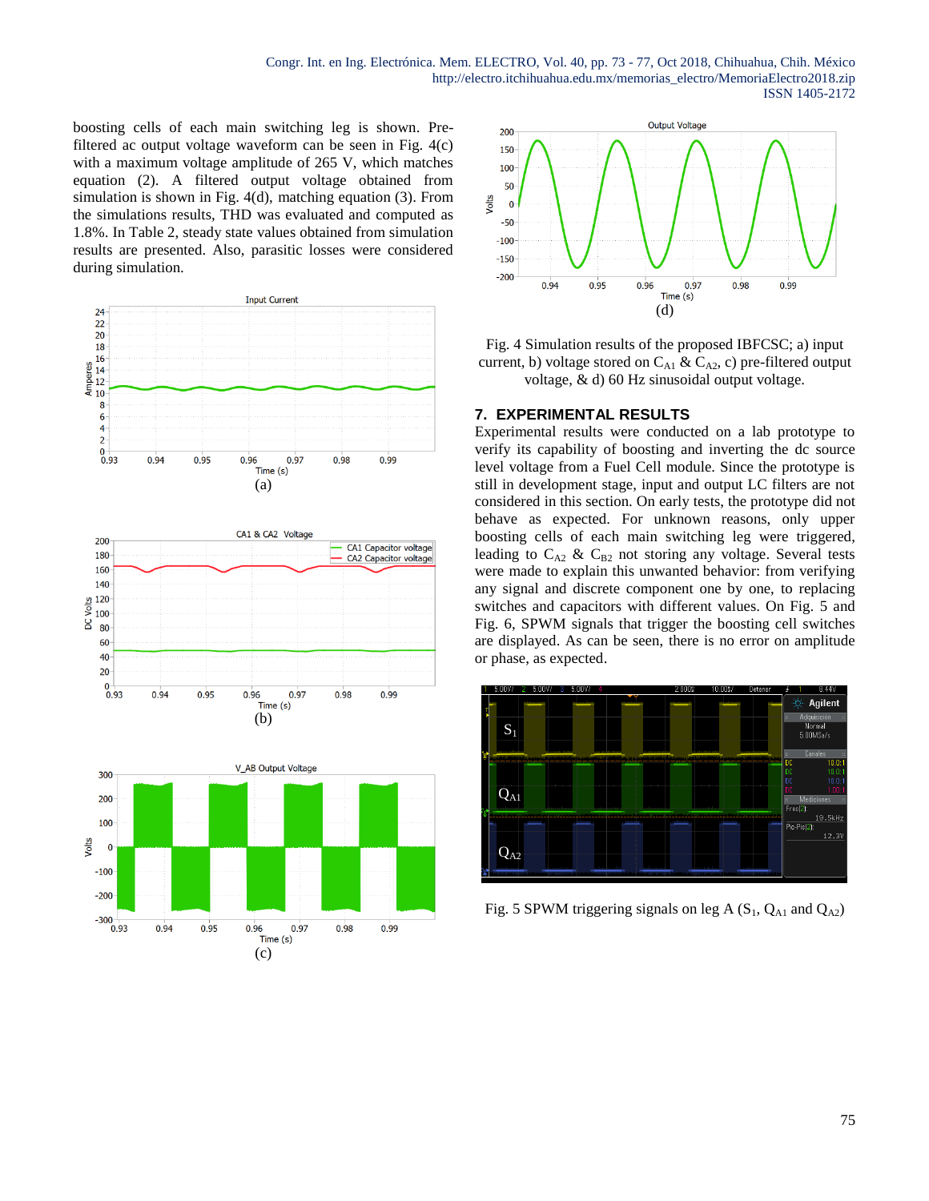boosting cells of each main switching leg is shown. Pre-filtered ac output voltage waveform can be seen in Fig. 4(c) with a maximum voltage amplitude of 265 V, which matches equation (2). A filtered output voltage obtained from simulation is shown in Fig. 4(d), matching equation (3). From the simulations results, THD was evaluated and computed as 1.8%. In Table 2, steady state values obtained from simulation results are presented. Also, parasitic losses were considered during simulation.

(a)

(b)

(c)

(d)

Fig. 4 Simulation results of the proposed IBFCSC; a) input current, b) voltage stored on $C_{A1}$ & $C_{A2}$, c) pre-filtered output voltage, & d) 60 Hz sinusoidal output voltage.

## 7. EXPERIMENTAL RESULTS

Experimental results were conducted on a lab prototype to verify its capability of boosting and inverting the dc source level voltage from a Fuel Cell module. Since the prototype is still in development stage, input and output LC filters are not considered in this section. On early tests, the prototype did not behave as expected. For unknown reasons, only upper boosting cells of each main switching leg were triggered, leading to $C_{A2}$ & $C_{B2}$ not storing any voltage. Several tests were made to explain this unwanted behavior: from verifying any signal and discrete component one by one, to replacing switches and capacitors with different values. On Fig. 5 and Fig. 6, SPWM signals that trigger the boosting cell switches are displayed. As can be seen, there is no error on amplitude or phase, as expected.

Fig. 5 SPWM triggering signals on leg A ($S_1$, $Q_{A1}$ and $Q_{A2}$)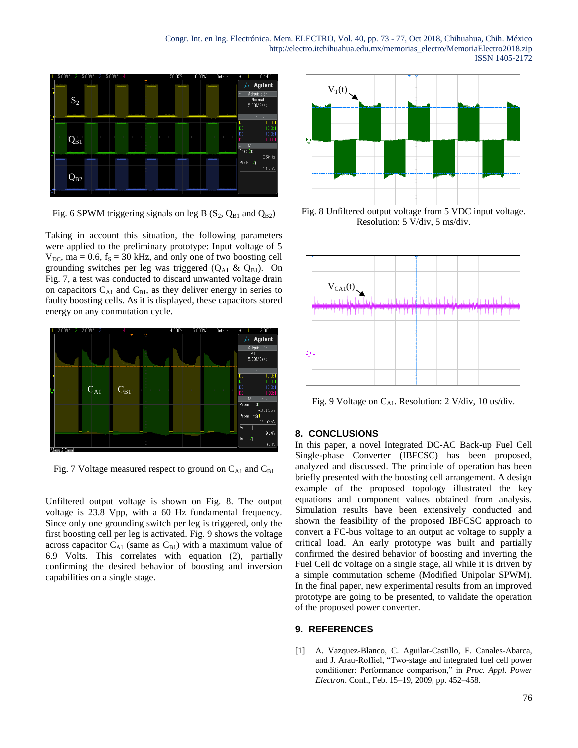Fig. 6 SPWM triggering signals on leg B ($S_2$, $Q_{B1}$ and $Q_{B2}$)

Taking in account this situation, the following parameters were applied to the preliminary prototype: Input voltage of 5 $V_{DC}$, ma = 0.6, $f_S$ = 30 kHz, and only one of two boosting cell grounding switches per leg was triggered ($Q_{A1}$ & $Q_{B1}$). On Fig. 7, a test was conducted to discard unwanted voltage drain on capacitors $C_{A1}$ and $C_{B1}$, as they deliver energy in series to faulty boosting cells. As it is displayed, these capacitors stored energy on any conmutation cycle.

Fig. 7 Voltage measured respect to ground on $C_{A1}$ and $C_{B1}$

Unfiltered output voltage is shown on Fig. 8. The output voltage is 23.8 Vpp, with a 60 Hz fundamental frequency. Since only one grounding switch per leg is triggered, only the first boosting cell per leg is activated. Fig. 9 shows the voltage across capacitor $C_{A1}$ (same as $C_{B1}$) with a maximum value of 6.9 Volts. This correlates with equation (2), partially confirming the desired behavior of boosting and inversion capabilities on a single stage.

Fig. 8 Unfiltered output voltage from 5 VDC input voltage. Resolution: 5 V/div, 5 ms/div.

Fig. 9 Voltage on $C_{A1}$. Resolution: 2 V/div, 10 us/div.

## 8. CONCLUSIONS

In this paper, a novel Integrated DC-AC Back-up Fuel Cell Single-phase Converter (IBFCSC) has been proposed, analyzed and discussed. The principle of operation has been briefly presented with the boosting cell arrangement. A design example of the proposed topology illustrated the key equations and component values obtained from analysis. Simulation results have been extensively conducted and shown the feasibility of the proposed IBFCSC approach to convert a FC-bus voltage to an output ac voltage to supply a critical load. An early prototype was built and partially confirmed the desired behavior of boosting and inverting the Fuel Cell dc voltage on a single stage, all while it is driven by a simple commutation scheme (Modified Unipolar SPWM). In the final paper, new experimental results from an improved prototype are going to be presented, to validate the operation of the proposed power converter.

## 9. REFERENCES

[1] A. Vazquez-Blanco, C. Aguilar-Castillo, F. Canales-Abarca, and J. Arau-Roffiel, "Two-stage and integrated fuel cell power conditioner: Performance comparison," in *Proc. Appl. Power Electron*. Conf., Feb. 15–19, 2009, pp. 452–458.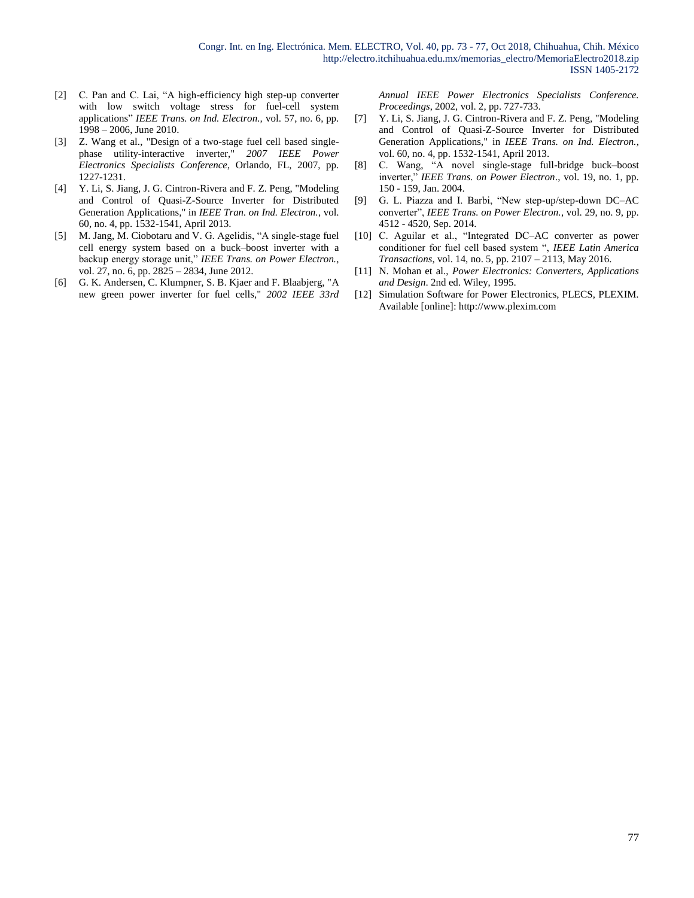[2] C. Pan and C. Lai, "A high-efficiency high step-up converter with low switch voltage stress for fuel-cell system applications" *IEEE Trans. on Ind. Electron.*, vol. 57, no. 6, pp. 1998 – 2006, June 2010.

[3] Z. Wang et al., "Design of a two-stage fuel cell based single-phase utility-interactive inverter," *2007 IEEE Power Electronics Specialists Conference*, Orlando, FL, 2007, pp. 1227-1231.

[4] Y. Li, S. Jiang, J. G. Cintron-Rivera and F. Z. Peng, "Modeling and Control of Quasi-Z-Source Inverter for Distributed Generation Applications," in *IEEE Tran. on Ind. Electron.*, vol. 60, no. 4, pp. 1532-1541, April 2013.

[5] M. Jang, M. Ciobotaru and V. G. Agelidis, "A single-stage fuel cell energy system based on a buck–boost inverter with a backup energy storage unit," *IEEE Trans. on Power Electron.*, vol. 27, no. 6, pp. 2825 – 2834, June 2012.

[6] G. K. Andersen, C. Klumpner, S. B. Kjaer and F. Blaabjerg, "A new green power inverter for fuel cells," *2002 IEEE 33rd Annual IEEE Power Electronics Specialists Conference. Proceedings*, 2002, vol. 2, pp. 727-733.

[7] Y. Li, S. Jiang, J. G. Cintron-Rivera and F. Z. Peng, "Modeling and Control of Quasi-Z-Source Inverter for Distributed Generation Applications," in *IEEE Trans. on Ind. Electron.*, vol. 60, no. 4, pp. 1532-1541, April 2013.

[8] C. Wang, "A novel single-stage full-bridge buck–boost inverter," *IEEE Trans. on Power Electron*., vol. 19, no. 1, pp. 150 - 159, Jan. 2004.

[9] G. L. Piazza and I. Barbi, "New step-up/step-down DC–AC converter", *IEEE Trans. on Power Electron.*, vol. 29, no. 9, pp. 4512 - 4520, Sep. 2014.

[10] C. Aguilar et al., "Integrated DC–AC converter as power conditioner for fuel cell based system ", *IEEE Latin America Transactions*, vol. 14, no. 5, pp. 2107 – 2113, May 2016.

[11] N. Mohan et al., *Power Electronics: Converters, Applications and Design*. 2nd ed. Wiley, 1995.

[12] Simulation Software for Power Electronics, PLECS, PLEXIM. Available [online]: http://www.plexim.com